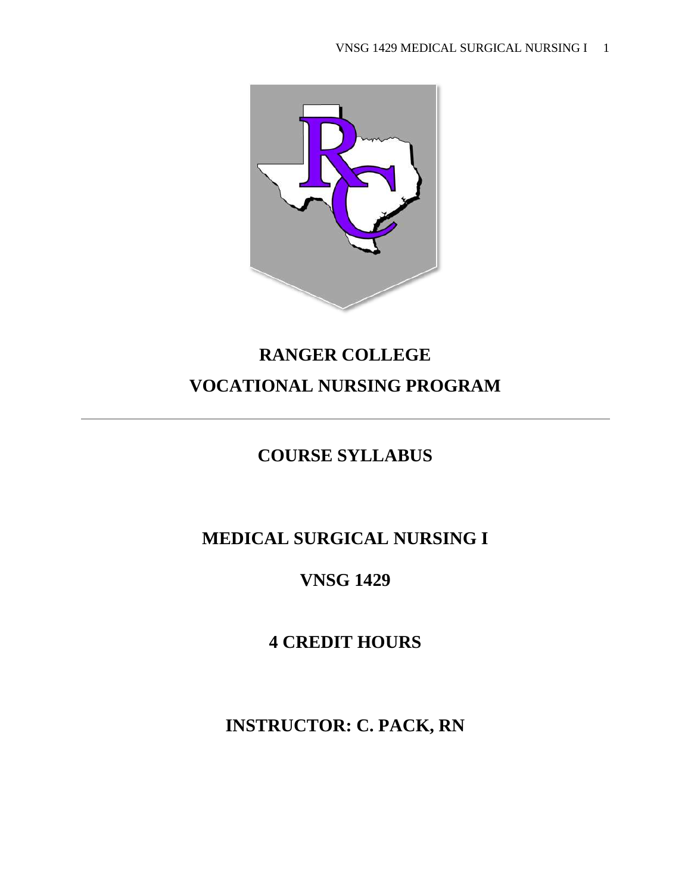# RANGER COLLEGE
# VOCATIONAL NURSING PROGRAM

---

## COURSE SYLLABUS

## MEDICAL SURGICAL NURSING I

## VNSG 1429

## 4 CREDIT HOURS

## INSTRUCTOR: C. PACK, RN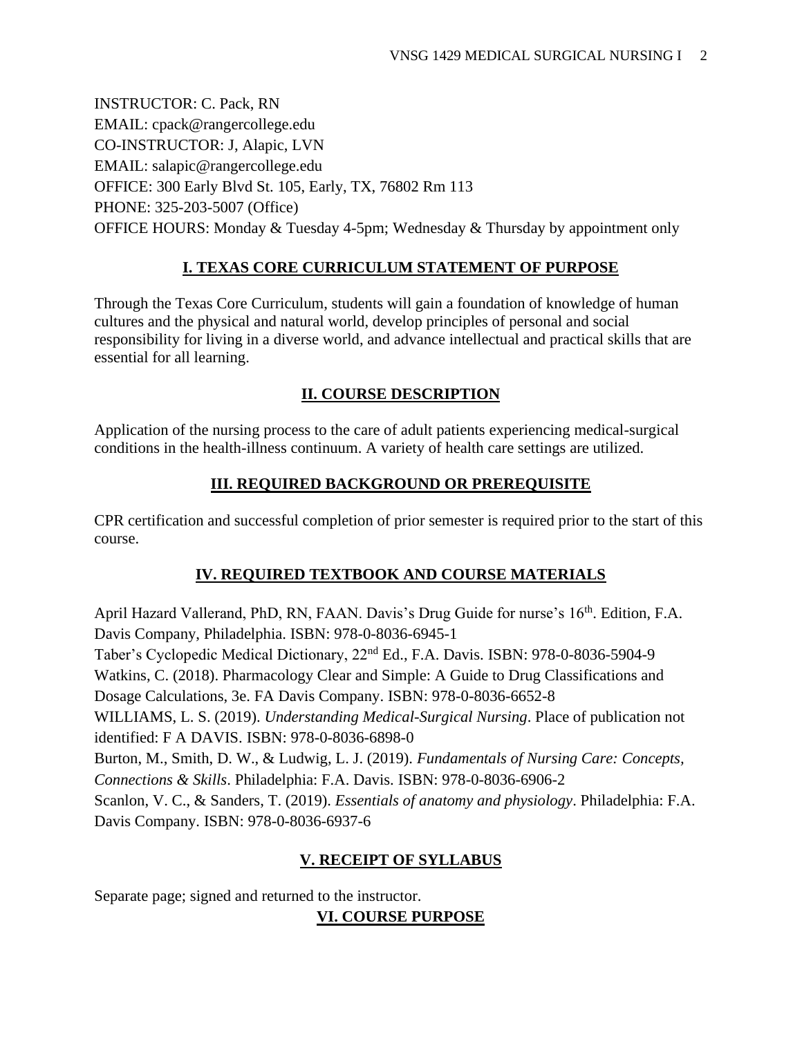INSTRUCTOR: C. Pack, RN
EMAIL: cpack@rangercollege.edu
CO-INSTRUCTOR: J, Alapic, LVN
EMAIL: salapic@rangercollege.edu
OFFICE: 300 Early Blvd St. 105, Early, TX, 76802 Rm 113
PHONE: 325-203-5007 (Office)
OFFICE HOURS: Monday & Tuesday 4-5pm; Wednesday & Thursday by appointment only

## I. TEXAS CORE CURRICULUM STATEMENT OF PURPOSE

Through the Texas Core Curriculum, students will gain a foundation of knowledge of human cultures and the physical and natural world, develop principles of personal and social responsibility for living in a diverse world, and advance intellectual and practical skills that are essential for all learning.

## II. COURSE DESCRIPTION

Application of the nursing process to the care of adult patients experiencing medical-surgical conditions in the health-illness continuum. A variety of health care settings are utilized.

## III. REQUIRED BACKGROUND OR PREREQUISITE

CPR certification and successful completion of prior semester is required prior to the start of this course.

## IV. REQUIRED TEXTBOOK AND COURSE MATERIALS

April Hazard Vallerand, PhD, RN, FAAN. Davis's Drug Guide for nurse's 16th. Edition, F.A. Davis Company, Philadelphia. ISBN: 978-0-8036-6945-1
Taber's Cyclopedic Medical Dictionary, 22nd Ed., F.A. Davis. ISBN: 978-0-8036-5904-9
Watkins, C. (2018). Pharmacology Clear and Simple: A Guide to Drug Classifications and Dosage Calculations, 3e. FA Davis Company. ISBN: 978-0-8036-6652-8
WILLIAMS, L. S. (2019). *Understanding Medical-Surgical Nursing*. Place of publication not identified: F A DAVIS. ISBN: 978-0-8036-6898-0
Burton, M., Smith, D. W., & Ludwig, L. J. (2019). *Fundamentals of Nursing Care: Concepts, Connections & Skills*. Philadelphia: F.A. Davis. ISBN: 978-0-8036-6906-2
Scanlon, V. C., & Sanders, T. (2019). *Essentials of anatomy and physiology*. Philadelphia: F.A. Davis Company. ISBN: 978-0-8036-6937-6

## V. RECEIPT OF SYLLABUS

Separate page; signed and returned to the instructor.

## VI. COURSE PURPOSE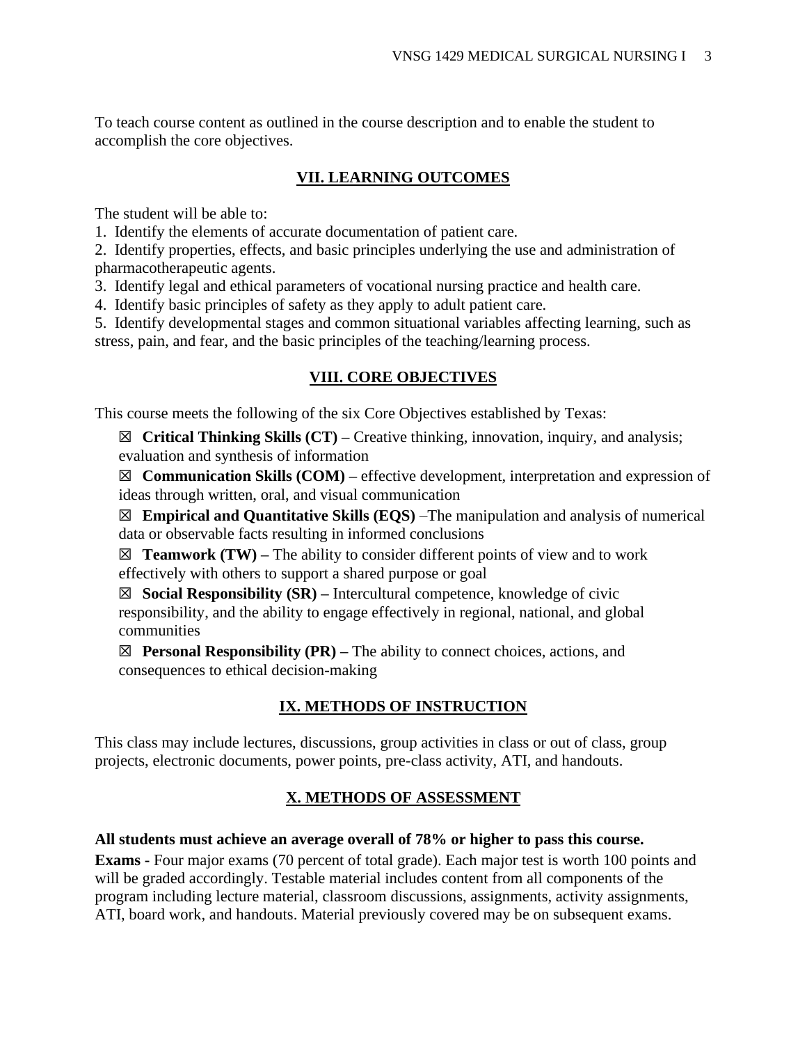To teach course content as outlined in the course description and to enable the student to accomplish the core objectives.

## VII. LEARNING OUTCOMES

The student will be able to:

1. Identify the elements of accurate documentation of patient care.
2. Identify properties, effects, and basic principles underlying the use and administration of pharmacotherapeutic agents.
3. Identify legal and ethical parameters of vocational nursing practice and health care.
4. Identify basic principles of safety as they apply to adult patient care.
5. Identify developmental stages and common situational variables affecting learning, such as stress, pain, and fear, and the basic principles of the teaching/learning process.

## VIII. CORE OBJECTIVES

This course meets the following of the six Core Objectives established by Texas:

☒ **Critical Thinking Skills (CT) –** Creative thinking, innovation, inquiry, and analysis; evaluation and synthesis of information

☒ **Communication Skills (COM) –** effective development, interpretation and expression of ideas through written, oral, and visual communication

☒ **Empirical and Quantitative Skills (EQS)** –The manipulation and analysis of numerical data or observable facts resulting in informed conclusions

☒ **Teamwork (TW) –** The ability to consider different points of view and to work effectively with others to support a shared purpose or goal

☒ **Social Responsibility (SR) –** Intercultural competence, knowledge of civic responsibility, and the ability to engage effectively in regional, national, and global communities

☒ **Personal Responsibility (PR) –** The ability to connect choices, actions, and consequences to ethical decision-making

## IX. METHODS OF INSTRUCTION

This class may include lectures, discussions, group activities in class or out of class, group projects, electronic documents, power points, pre-class activity, ATI, and handouts.

## X. METHODS OF ASSESSMENT

**All students must achieve an average overall of 78% or higher to pass this course.**

**Exams -** Four major exams (70 percent of total grade). Each major test is worth 100 points and will be graded accordingly. Testable material includes content from all components of the program including lecture material, classroom discussions, assignments, activity assignments, ATI, board work, and handouts. Material previously covered may be on subsequent exams.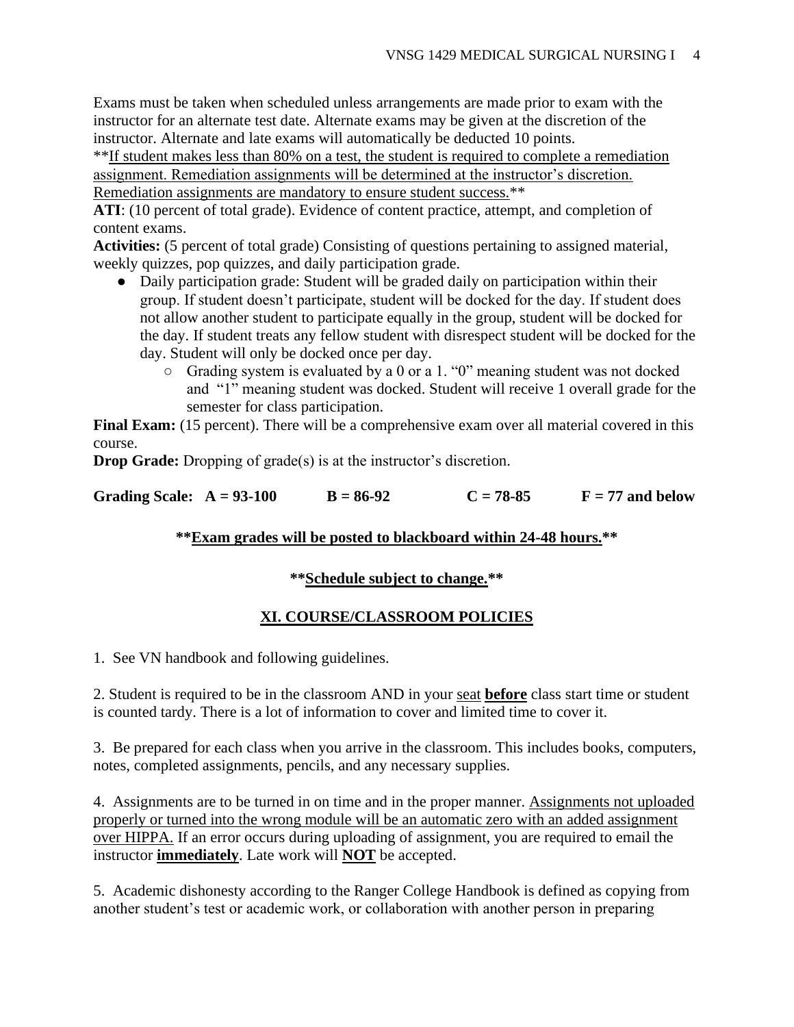Exams must be taken when scheduled unless arrangements are made prior to exam with the instructor for an alternate test date. Alternate exams may be given at the discretion of the instructor. Alternate and late exams will automatically be deducted 10 points.

**If student makes less than 80% on a test, the student is required to complete a remediation assignment. Remediation assignments will be determined at the instructor's discretion. Remediation assignments are mandatory to ensure student success.**

**ATI**: (10 percent of total grade). Evidence of content practice, attempt, and completion of content exams.

**Activities:** (5 percent of total grade) Consisting of questions pertaining to assigned material, weekly quizzes, pop quizzes, and daily participation grade.

- Daily participation grade: Student will be graded daily on participation within their group. If student doesn't participate, student will be docked for the day. If student does not allow another student to participate equally in the group, student will be docked for the day. If student treats any fellow student with disrespect student will be docked for the day. Student will only be docked once per day.
    - Grading system is evaluated by a 0 or a 1. "0" meaning student was not docked and "1" meaning student was docked. Student will receive 1 overall grade for the semester for class participation.

**Final Exam:** (15 percent). There will be a comprehensive exam over all material covered in this course.

**Drop Grade:** Dropping of grade(s) is at the instructor's discretion.

**Grading Scale: A = 93-100 B = 86-92 C = 78-85 F = 77 and below**

**Exam grades will be posted to blackboard within 24-48 hours.**

**Schedule subject to change.**

## XI. COURSE/CLASSROOM POLICIES

1. See VN handbook and following guidelines.

2. Student is required to be in the classroom AND in your seat **before** class start time or student is counted tardy. There is a lot of information to cover and limited time to cover it.

3. Be prepared for each class when you arrive in the classroom. This includes books, computers, notes, completed assignments, pencils, and any necessary supplies.

4. Assignments are to be turned in on time and in the proper manner. Assignments not uploaded properly or turned into the wrong module will be an automatic zero with an added assignment over HIPPA. If an error occurs during uploading of assignment, you are required to email the instructor **immediately**. Late work will **NOT** be accepted.

5. Academic dishonesty according to the Ranger College Handbook is defined as copying from another student's test or academic work, or collaboration with another person in preparing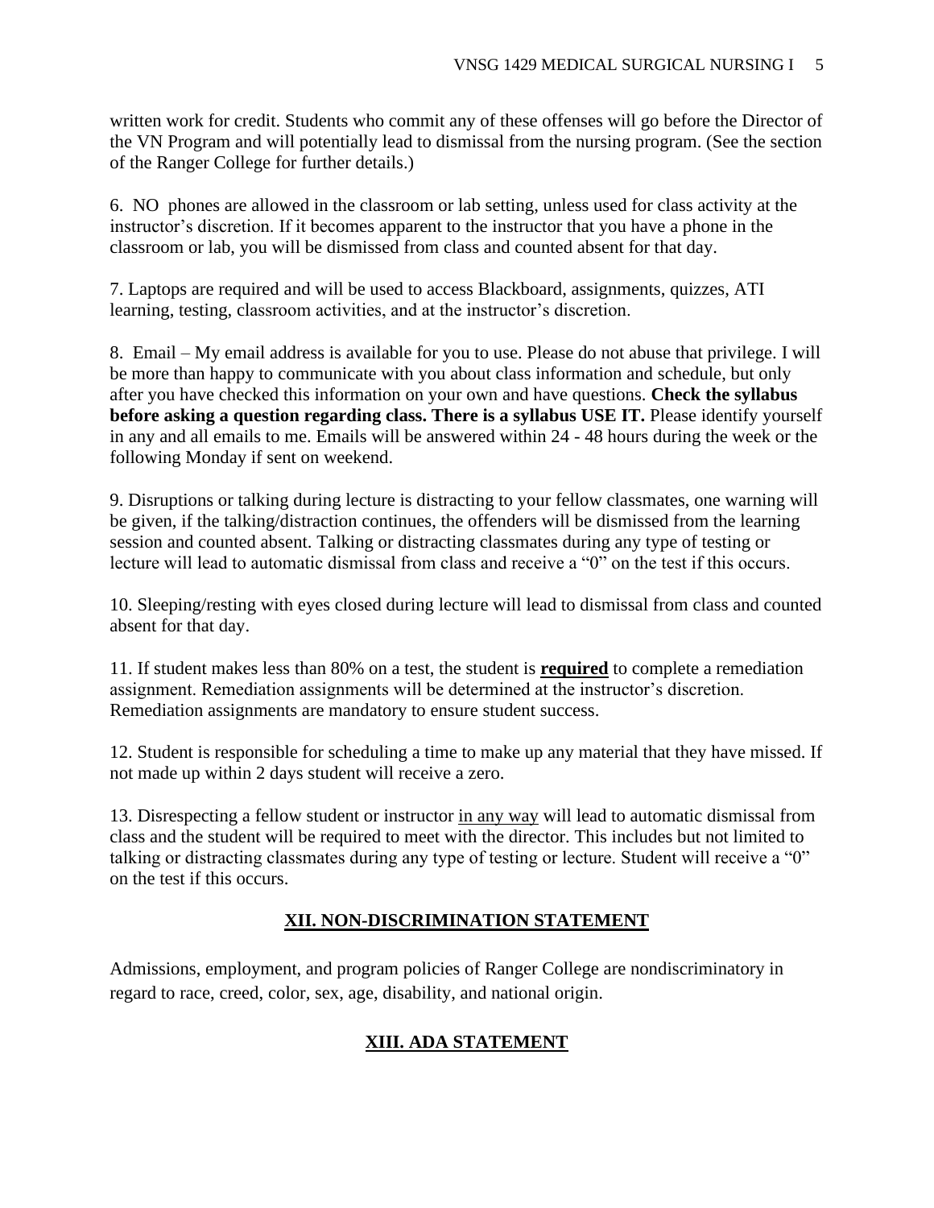written work for credit. Students who commit any of these offenses will go before the Director of the VN Program and will potentially lead to dismissal from the nursing program. (See the section of the Ranger College for further details.)

6. NO phones are allowed in the classroom or lab setting, unless used for class activity at the instructor's discretion. If it becomes apparent to the instructor that you have a phone in the classroom or lab, you will be dismissed from class and counted absent for that day.

7. Laptops are required and will be used to access Blackboard, assignments, quizzes, ATI learning, testing, classroom activities, and at the instructor's discretion.

8. Email – My email address is available for you to use. Please do not abuse that privilege. I will be more than happy to communicate with you about class information and schedule, but only after you have checked this information on your own and have questions. **Check the syllabus before asking a question regarding class. There is a syllabus USE IT.** Please identify yourself in any and all emails to me. Emails will be answered within 24 - 48 hours during the week or the following Monday if sent on weekend.

9. Disruptions or talking during lecture is distracting to your fellow classmates, one warning will be given, if the talking/distraction continues, the offenders will be dismissed from the learning session and counted absent. Talking or distracting classmates during any type of testing or lecture will lead to automatic dismissal from class and receive a "0" on the test if this occurs.

10. Sleeping/resting with eyes closed during lecture will lead to dismissal from class and counted absent for that day.

11. If student makes less than 80% on a test, the student is <u>**required**</u> to complete a remediation assignment. Remediation assignments will be determined at the instructor's discretion. Remediation assignments are mandatory to ensure student success.

12. Student is responsible for scheduling a time to make up any material that they have missed. If not made up within 2 days student will receive a zero.

13. Disrespecting a fellow student or instructor <u>in any way</u> will lead to automatic dismissal from class and the student will be required to meet with the director. This includes but not limited to talking or distracting classmates during any type of testing or lecture. Student will receive a "0" on the test if this occurs.

## XII. NON-DISCRIMINATION STATEMENT

Admissions, employment, and program policies of Ranger College are nondiscriminatory in regard to race, creed, color, sex, age, disability, and national origin.

## XIII. ADA STATEMENT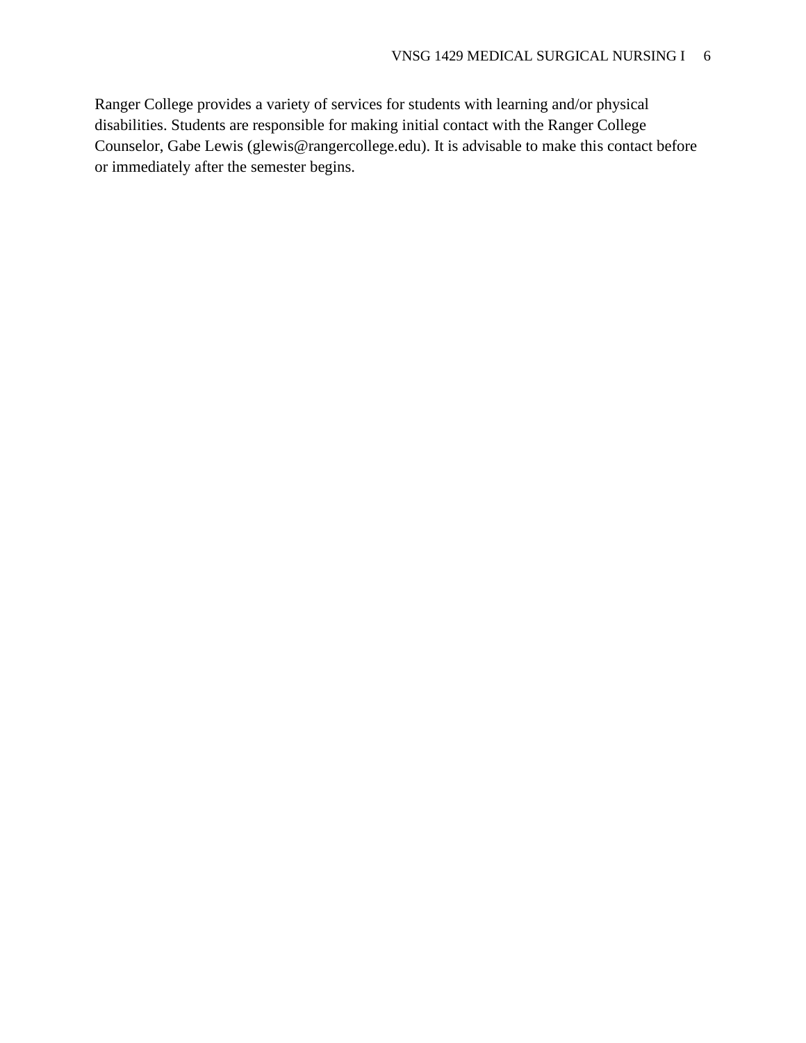Ranger College provides a variety of services for students with learning and/or physical disabilities. Students are responsible for making initial contact with the Ranger College Counselor, Gabe Lewis (glewis@rangercollege.edu). It is advisable to make this contact before or immediately after the semester begins.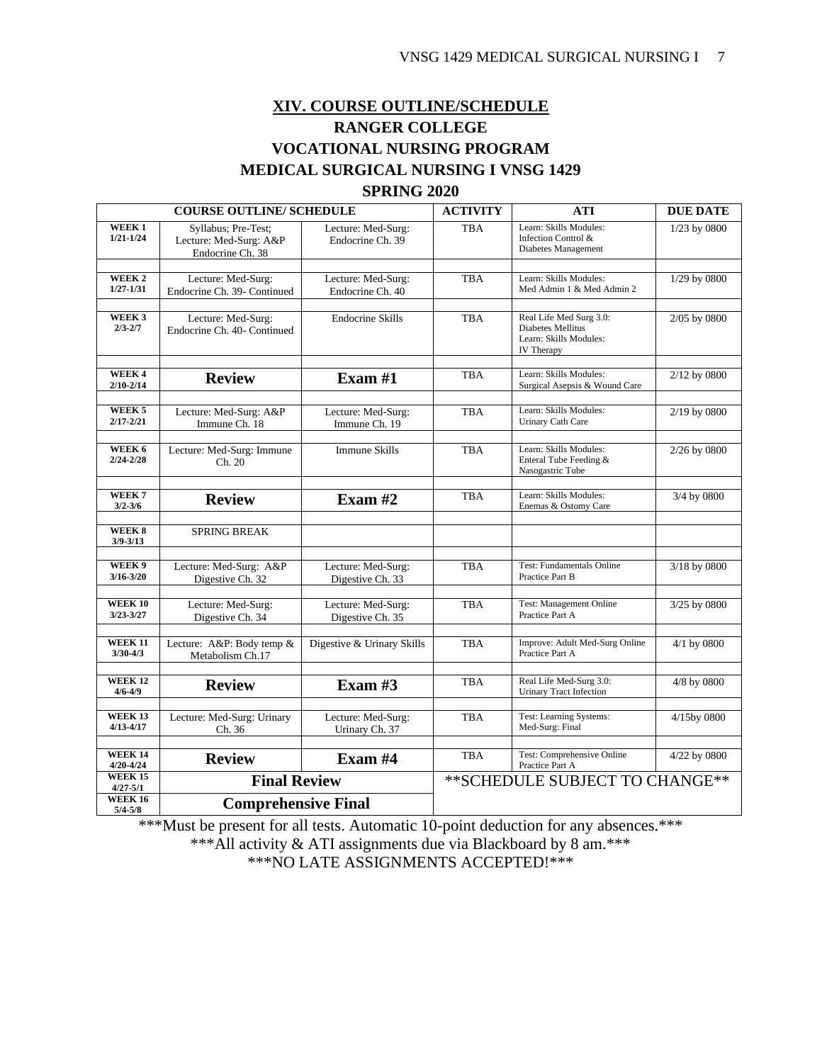## XIV. COURSE OUTLINE/SCHEDULE

## RANGER COLLEGE

## VOCATIONAL NURSING PROGRAM

## MEDICAL SURGICAL NURSING I VNSG 1429

## SPRING 2020

| COURSE OUTLINE/ SCHEDULE | | | ACTIVITY | ATI | DUE DATE |
|---|---|---|---|---|---|
| **WEEK 1 1/21-1/24** | Syllabus; Pre-Test; Lecture: Med-Surg: A&P Endocrine Ch. 38 | Lecture: Med-Surg: Endocrine Ch. 39 | TBA | Learn: Skills Modules: Infection Control & Diabetes Management | 1/23 by 0800 |
| **WEEK 2 1/27-1/31** | Lecture: Med-Surg: Endocrine Ch. 39- Continued | Lecture: Med-Surg: Endocrine Ch. 40 | TBA | Learn: Skills Modules: Med Admin 1 & Med Admin 2 | 1/29 by 0800 |
| **WEEK 3 2/3-2/7** | Lecture: Med-Surg: Endocrine Ch. 40- Continued | Endocrine Skills | TBA | Real Life Med Surg 3.0: Diabetes Mellitus Learn: Skills Modules: IV Therapy | 2/05 by 0800 |
| **WEEK 4 2/10-2/14** | **Review** | **Exam #1** | TBA | Learn: Skills Modules: Surgical Asepsis & Wound Care | 2/12 by 0800 |
| **WEEK 5 2/17-2/21** | Lecture: Med-Surg: A&P Immune Ch. 18 | Lecture: Med-Surg: Immune Ch. 19 | TBA | Learn: Skills Modules: Urinary Cath Care | 2/19 by 0800 |
| **WEEK 6 2/24-2/28** | Lecture: Med-Surg: Immune Ch. 20 | Immune Skills | TBA | Learn: Skills Modules: Enteral Tube Feeding & Nasogastric Tube | 2/26 by 0800 |
| **WEEK 7 3/2-3/6** | **Review** | **Exam #2** | TBA | Learn: Skills Modules: Enemas & Ostomy Care | 3/4 by 0800 |
| **WEEK 8 3/9-3/13** | SPRING BREAK | | | | |
| **WEEK 9 3/16-3/20** | Lecture: Med-Surg: A&P Digestive Ch. 32 | Lecture: Med-Surg: Digestive Ch. 33 | TBA | Test: Fundamentals Online Practice Part B | 3/18 by 0800 |
| **WEEK 10 3/23-3/27** | Lecture: Med-Surg: Digestive Ch. 34 | Lecture: Med-Surg: Digestive Ch. 35 | TBA | Test: Management Online Practice Part A | 3/25 by 0800 |
| **WEEK 11 3/30-4/3** | Lecture: A&P: Body temp & Metabolism Ch.17 | Digestive & Urinary Skills | TBA | Improve: Adult Med-Surg Online Practice Part A | 4/1 by 0800 |
| **WEEK 12 4/6-4/9** | **Review** | **Exam #3** | TBA | Real Life Med-Surg 3.0: Urinary Tract Infection | 4/8 by 0800 |
| **WEEK 13 4/13-4/17** | Lecture: Med-Surg: Urinary Ch. 36 | Lecture: Med-Surg: Urinary Ch. 37 | TBA | Test: Learning Systems: Med-Surg: Final | 4/15by 0800 |
| **WEEK 14 4/20-4/24** | **Review** | **Exam #4** | TBA | Test: Comprehensive Online Practice Part A | 4/22 by 0800 |
| **WEEK 15 4/27-5/1** | **Final Review** | | **SCHEDULE SUBJECT TO CHANGE** | | |
| **WEEK 16 5/4-5/8** | **Comprehensive Final** | | | | |

***Must be present for all tests. Automatic 10-point deduction for any absences.***

***All activity & ATI assignments due via Blackboard by 8 am.***

***NO LATE ASSIGNMENTS ACCEPTED!***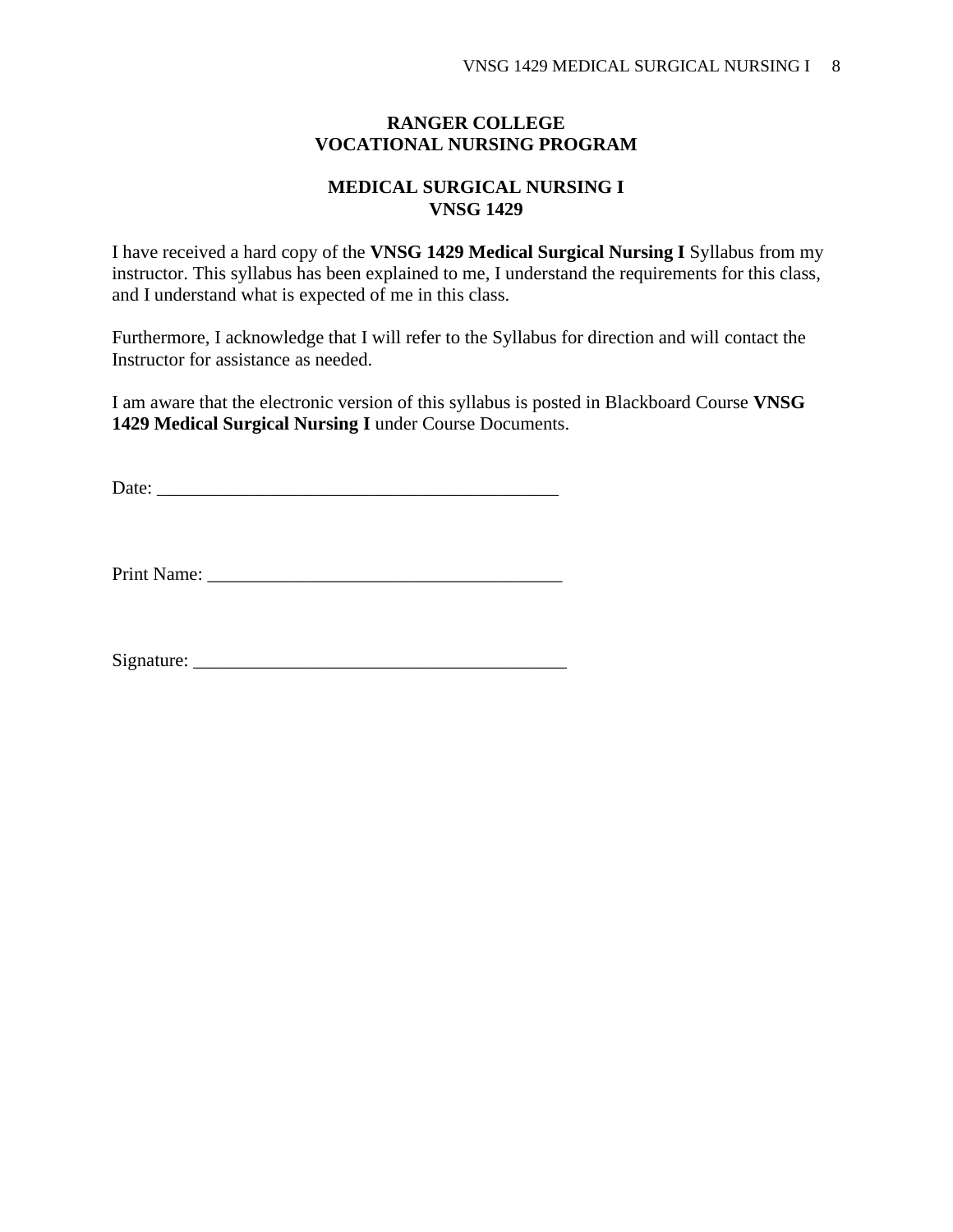**RANGER COLLEGE**
**VOCATIONAL NURSING PROGRAM**

**MEDICAL SURGICAL NURSING I**
**VNSG 1429**

I have received a hard copy of the **VNSG 1429 Medical Surgical Nursing I** Syllabus from my instructor. This syllabus has been explained to me, I understand the requirements for this class, and I understand what is expected of me in this class.

Furthermore, I acknowledge that I will refer to the Syllabus for direction and will contact the Instructor for assistance as needed.

I am aware that the electronic version of this syllabus is posted in Blackboard Course **VNSG 1429 Medical Surgical Nursing I** under Course Documents.

Date: ___________________________________________

Print Name: ______________________________________

Signature: _________________________________________